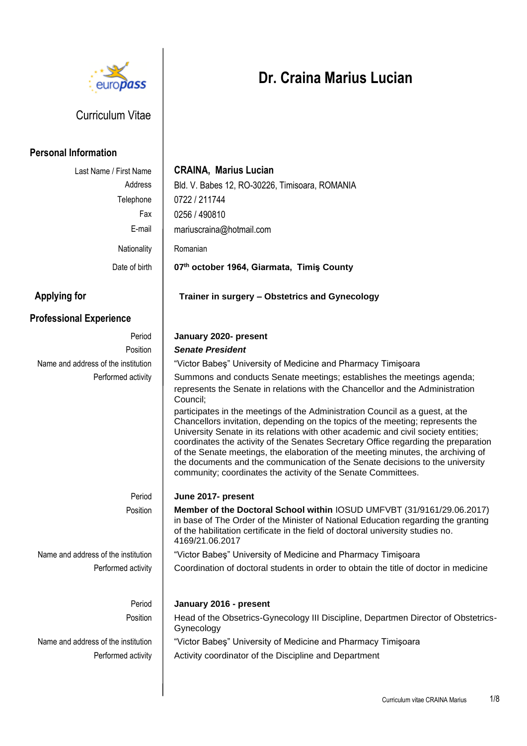europass

Curriculum Vitae

# Dr. Craina Marius Lucian

## Personal Information

| | |
|---|---|
| Last Name / First Name | **CRAINA, Marius Lucian** |
| Address | Bld. V. Babes 12, RO-30226, Timisoara, ROMANIA |
| Telephone | 0722 / 211744 |
| Fax | 0256 / 490810 |
| E-mail | mariuscraina@hotmail.com |
| Nationality | Romanian |
| Date of birth | **07th october 1964, Giarmata, Timiş County** |

## Applying for

**Trainer in surgery – Obstetrics and Gynecology**

## Professional Experience

| | |
|---|---|
| Period | **January 2020- present** |
| Position | ***Senate President*** |
| Name and address of the institution | "Victor Babeş" University of Medicine and Pharmacy Timişoara |
| Performed activity | Summons and conducts Senate meetings; establishes the meetings agenda; represents the Senate in relations with the Chancellor and the Administration Council; participates in the meetings of the Administration Council as a guest, at the Chancellors invitation, depending on the topics of the meeting; represents the University Senate in its relations with other academic and civil society entities; coordinates the activity of the Senates Secretary Office regarding the preparation of the Senate meetings, the elaboration of the meeting minutes, the archiving of the documents and the communication of the Senate decisions to the university community; coordinates the activity of the Senate Committees. |

| | |
|---|---|
| Period | **June 2017- present** |
| Position | **Member of the Doctoral School within** IOSUD UMFVBT (31/9161/29.06.2017) in base of The Order of the Minister of National Education regarding the granting of the habilitation certificate in the field of doctoral university studies no. 4169/21.06.2017 |
| Name and address of the institution | "Victor Babeş" University of Medicine and Pharmacy Timişoara |
| Performed activity | Coordination of doctoral students in order to obtain the title of doctor in medicine |

| | |
|---|---|
| Period | **January 2016 - present** |
| Position | Head of the Obsetrics-Gynecology III Discipline, Departmen Director of Obstetrics-Gynecology |
| Name and address of the institution | "Victor Babeş" University of Medicine and Pharmacy Timişoara |
| Performed activity | Activity coordinator of the Discipline and Department |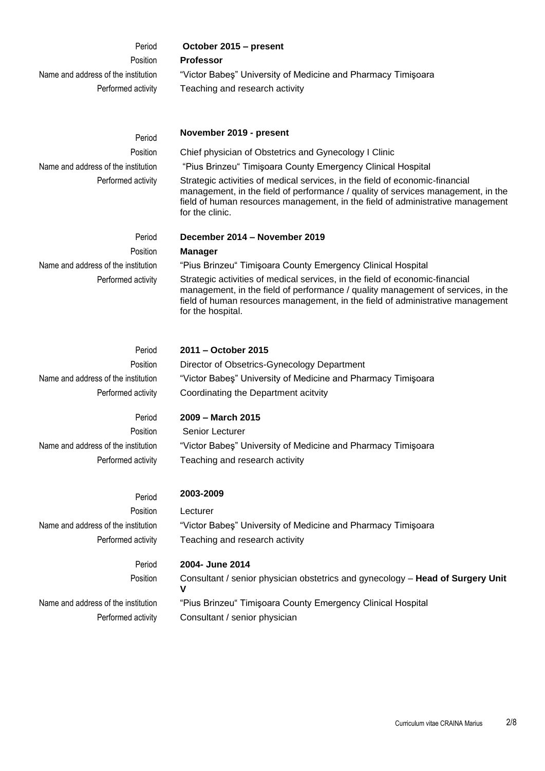| | |
|---|---|
| Period | **October 2015 – present** |
| Position | **Professor** |
| Name and address of the institution | "Victor Babeş" University of Medicine and Pharmacy Timişoara |
| Performed activity | Teaching and research activity |
| | |
| Period | **November 2019 - present** |
| Position | Chief physician of Obstetrics and Gynecology I Clinic |
| Name and address of the institution | "Pius Brinzeu" Timişoara County Emergency Clinical Hospital |
| Performed activity | Strategic activities of medical services, in the field of economic-financial management, in the field of performance / quality of services management, in the field of human resources management, in the field of administrative management for the clinic. |
| | |
| Period | **December 2014 – November 2019** |
| Position | **Manager** |
| Name and address of the institution | "Pius Brinzeu" Timişoara County Emergency Clinical Hospital |
| Performed activity | Strategic activities of medical services, in the field of economic-financial management, in the field of performance / quality management of services, in the field of human resources management, in the field of administrative management for the hospital. |
| | |
| Period | **2011 – October 2015** |
| Position | Director of Obsetrics-Gynecology Department |
| Name and address of the institution | "Victor Babeş" University of Medicine and Pharmacy Timişoara |
| Performed activity | Coordinating the Department acitvity |
| | |
| Period | **2009 – March 2015** |
| Position | Senior Lecturer |
| Name and address of the institution | "Victor Babeş" University of Medicine and Pharmacy Timişoara |
| Performed activity | Teaching and research activity |
| | |
| Period | **2003-2009** |
| Position | Lecturer |
| Name and address of the institution | "Victor Babeş" University of Medicine and Pharmacy Timişoara |
| Performed activity | Teaching and research activity |
| | |
| Period | **2004- June 2014** |
| Position | Consultant / senior physician obstetrics and gynecology – **Head of Surgery Unit V** |
| Name and address of the institution | "Pius Brinzeu" Timişoara County Emergency Clinical Hospital |
| Performed activity | Consultant / senior physician |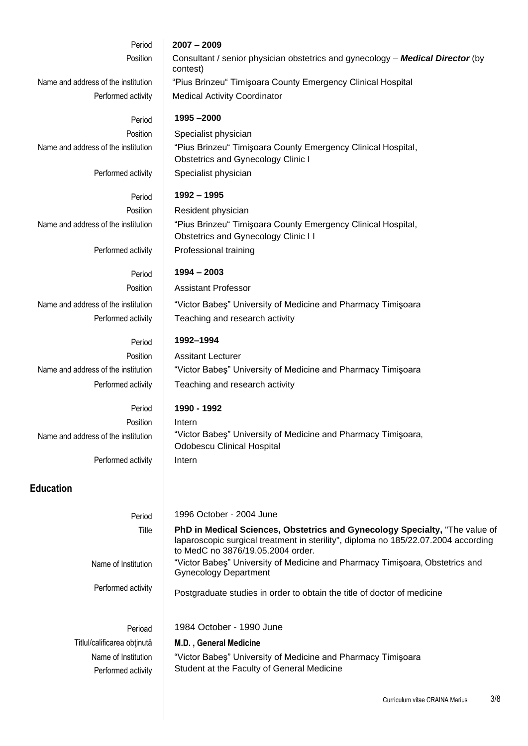| | |
|---|---|
| Period | **2007 – 2009** |
| Position | Consultant / senior physician obstetrics and gynecology – ***Medical Director*** (by contest) |
| Name and address of the institution | "Pius Brinzeu" Timişoara County Emergency Clinical Hospital |
| Performed activity | Medical Activity Coordinator |
| Period | **1995 –2000** |
| Position | Specialist physician |
| Name and address of the institution | "Pius Brinzeu" Timişoara County Emergency Clinical Hospital, Obstetrics and Gynecology Clinic I |
| Performed activity | Specialist physician |
| Period | **1992 – 1995** |
| Position | Resident physician |
| Name and address of the institution | "Pius Brinzeu" Timişoara County Emergency Clinical Hospital, Obstetrics and Gynecology Clinic I I |
| Performed activity | Professional training |
| Period | **1994 – 2003** |
| Position | Assistant Professor |
| Name and address of the institution | "Victor Babeş" University of Medicine and Pharmacy Timişoara |
| Performed activity | Teaching and research activity |
| Period | **1992–1994** |
| Position | Assitant Lecturer |
| Name and address of the institution | "Victor Babeş" University of Medicine and Pharmacy Timişoara |
| Performed activity | Teaching and research activity |
| Period | **1990 - 1992** |
| Position | Intern |
| Name and address of the institution | "Victor Babeş" University of Medicine and Pharmacy Timişoara, Odobescu Clinical Hospital |
| Performed activity | Intern |

## Education

| | |
|---|---|
| Period | 1996 October - 2004 June |
| Title | **PhD in Medical Sciences, Obstetrics and Gynecology Specialty,** "The value of laparoscopic surgical treatment in sterility", diploma no 185/22.07.2004 according to MedC no 3876/19.05.2004 order. |
| Name of Institution | "Victor Babeş" University of Medicine and Pharmacy Timişoara, Obstetrics and Gynecology Department |
| Performed activity | Postgraduate studies in order to obtain the title of doctor of medicine |
| Perioad | 1984 October - 1990 June |
| Titlul/calificarea obţinută | **M.D. , General Medicine** |
| Name of Institution | "Victor Babeş" University of Medicine and Pharmacy Timişoara |
| Performed activity | Student at the Faculty of General Medicine |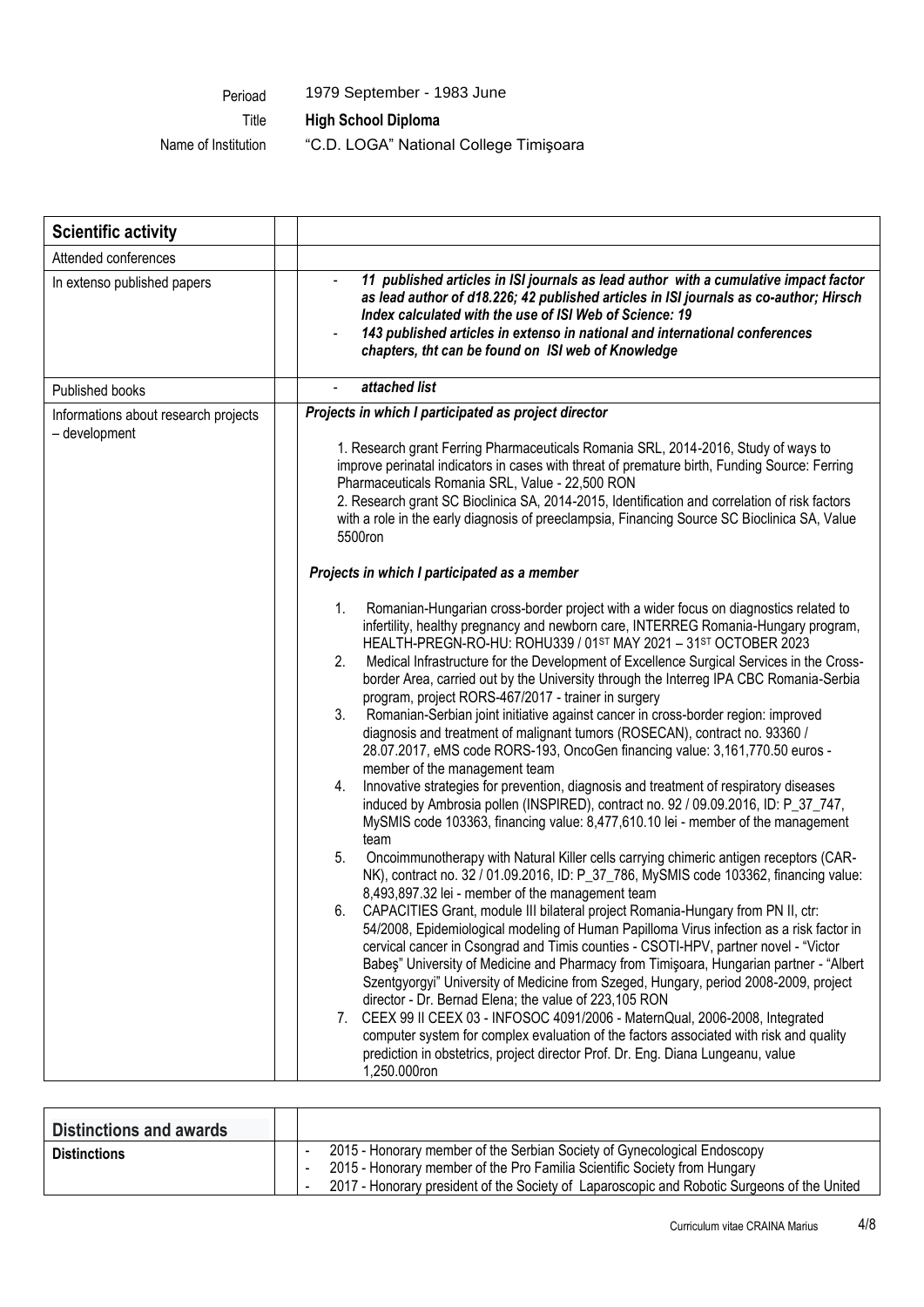| | |
|---|---|
| Perioad | 1979 September - 1983 June |
| Title | **High School Diploma** |
| Name of Institution | "C.D. LOGA" National College Timişoara |

| **Scientific activity** | |
|---|---|
| Attended conferences | |
| In extenso published papers | - ***11 published articles in ISI journals as lead author with a cumulative impact factor as lead author of d18.226; 42 published articles in ISI journals as co-author; Hirsch Index calculated with the use of ISI Web of Science: 19***<br>- ***143 published articles in extenso in national and international conferences chapters, tht can be found on ISI web of Knowledge*** |
| Published books | - ***attached list*** |
| Informations about research projects – development | ***Projects in which I participated as project director***<br><br>1. Research grant Ferring Pharmaceuticals Romania SRL, 2014-2016, Study of ways to improve perinatal indicators in cases with threat of premature birth, Funding Source: Ferring Pharmaceuticals Romania SRL, Value - 22,500 RON<br>2. Research grant SC Bioclinica SA, 2014-2015, Identification and correlation of risk factors with a role in the early diagnosis of preeclampsia, Financing Source SC Bioclinica SA, Value 5500ron<br><br>***Projects in which I participated as a member***<br><br>1. Romanian-Hungarian cross-border project with a wider focus on diagnostics related to infertility, healthy pregnancy and newborn care, INTERREG Romania-Hungary program, HEALTH-PREGN-RO-HU: ROHU339 / 01ST MAY 2021 – 31ST OCTOBER 2023<br>2. Medical Infrastructure for the Development of Excellence Surgical Services in the Cross-border Area, carried out by the University through the Interreg IPA CBC Romania-Serbia program, project RORS-467/2017 - trainer in surgery<br>3. Romanian-Serbian joint initiative against cancer in cross-border region: improved diagnosis and treatment of malignant tumors (ROSECAN), contract no. 93360 / 28.07.2017, eMS code RORS-193, OncoGen financing value: 3,161,770.50 euros - member of the management team<br>4. Innovative strategies for prevention, diagnosis and treatment of respiratory diseases induced by Ambrosia pollen (INSPIRED), contract no. 92 / 09.09.2016, ID: P_37_747, MySMIS code 103363, financing value: 8,477,610.10 lei - member of the management team<br>5. Oncoimmunotherapy with Natural Killer cells carrying chimeric antigen receptors (CAR-NK), contract no. 32 / 01.09.2016, ID: P_37_786, MySMIS code 103362, financing value: 8,493,897.32 lei - member of the management team<br>6. CAPACITIES Grant, module III bilateral project Romania-Hungary from PN II, ctr: 54/2008, Epidemiological modeling of Human Papilloma Virus infection as a risk factor in cervical cancer in Csongrad and Timis counties - CSOTI-HPV, partner novel - "Victor Babeş" University of Medicine and Pharmacy from Timişoara, Hungarian partner - "Albert Szentgyorgyi" University of Medicine from Szeged, Hungary, period 2008-2009, project director - Dr. Bernad Elena; the value of 223,105 RON<br>7. CEEX 99 II CEEX 03 - INFOSOC 4091/2006 - MaternQual, 2006-2008, Integrated computer system for complex evaluation of the factors associated with risk and quality prediction in obstetrics, project director Prof. Dr. Eng. Diana Lungeanu, value 1,250.000ron |

| **Distinctions and awards** | |
|---|---|
| **Distinctions** | - 2015 - Honorary member of the Serbian Society of Gynecological Endoscopy<br>- 2015 - Honorary member of the Pro Familia Scientific Society from Hungary<br>- 2017 - Honorary president of the Society of Laparoscopic and Robotic Surgeons of the United |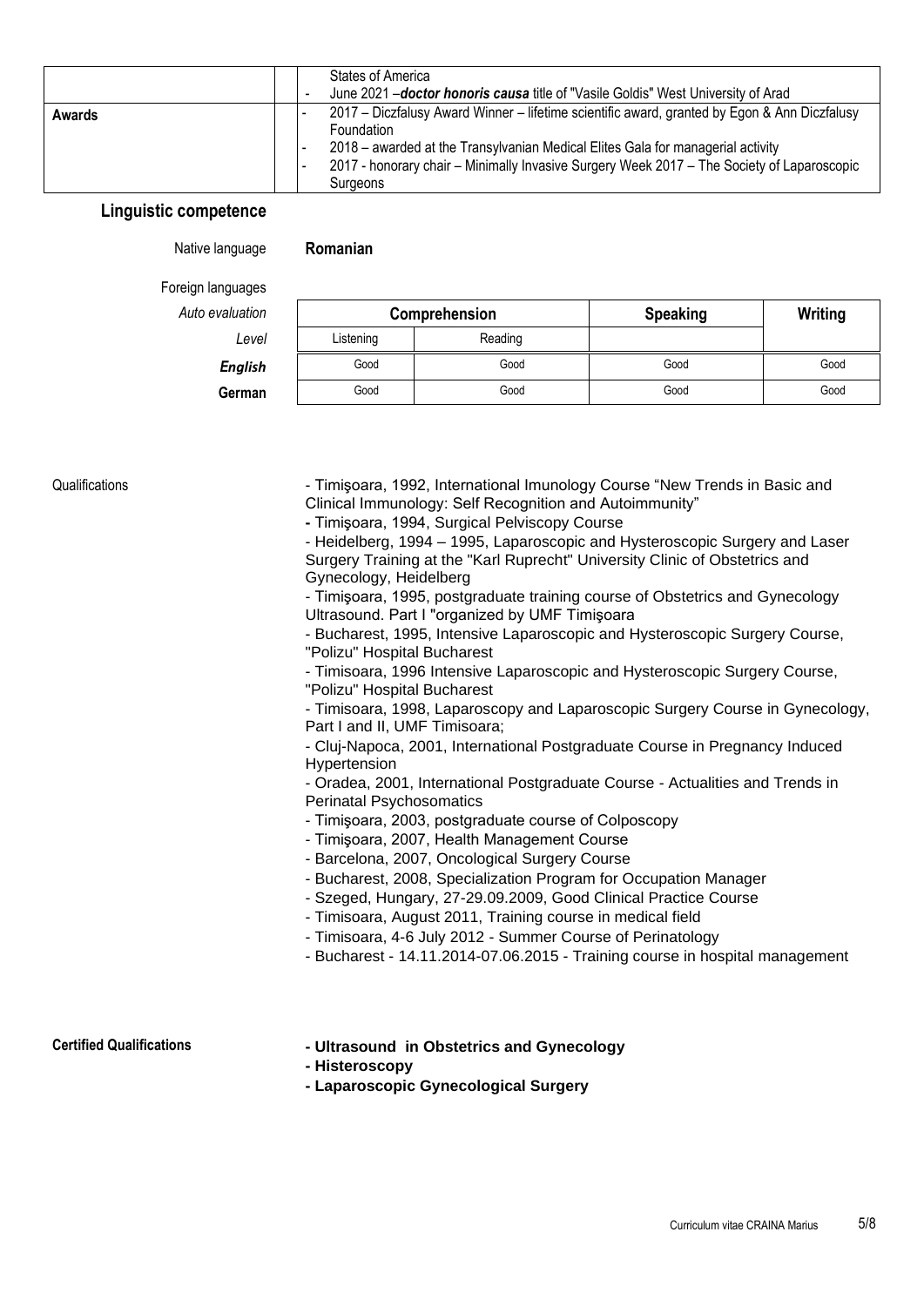| | |
|---|---|
| | States of America<br>- June 2021 –***doctor honoris causa*** title of "Vasile Goldis" West University of Arad |
| **Awards** | - 2017 – Diczfalusy Award Winner – lifetime scientific award, granted by Egon & Ann Diczfalusy Foundation<br>- 2018 – awarded at the Transylvanian Medical Elites Gala for managerial activity<br>- 2017 - honorary chair – Minimally Invasive Surgery Week 2017 – The Society of Laparoscopic Surgeons |

## Linguistic competence

Native language **Romanian**

Foreign languages

| *Auto evaluation* | **Comprehension** | | **Speaking** | **Writing** |
|---|---|---|---|---|
| *Level* | Listening | Reading | | |
| ***English*** | Good | Good | Good | Good |
| **German** | Good | Good | Good | Good |

Qualifications

- Timişoara, 1992, International Imunology Course “New Trends in Basic and Clinical Immunology: Self Recognition and Autoimmunity”
- Timişoara, 1994, Surgical Pelviscopy Course
- Heidelberg, 1994 – 1995, Laparoscopic and Hysteroscopic Surgery and Laser Surgery Training at the "Karl Ruprecht" University Clinic of Obstetrics and Gynecology, Heidelberg
- Timişoara, 1995, postgraduate training course of Obstetrics and Gynecology Ultrasound. Part I "organized by UMF Timişoara
- Bucharest, 1995, Intensive Laparoscopic and Hysteroscopic Surgery Course, "Polizu" Hospital Bucharest
- Timisoara, 1996 Intensive Laparoscopic and Hysteroscopic Surgery Course, "Polizu" Hospital Bucharest
- Timisoara, 1998, Laparoscopy and Laparoscopic Surgery Course in Gynecology, Part I and II, UMF Timisoara;
- Cluj-Napoca, 2001, International Postgraduate Course in Pregnancy Induced Hypertension
- Oradea, 2001, International Postgraduate Course - Actualities and Trends in Perinatal Psychosomatics
- Timişoara, 2003, postgraduate course of Colposcopy
- Timişoara, 2007, Health Management Course
- Barcelona, 2007, Oncological Surgery Course
- Bucharest, 2008, Specialization Program for Occupation Manager
- Szeged, Hungary, 27-29.09.2009, Good Clinical Practice Course
- Timisoara, August 2011, Training course in medical field
- Timisoara, 4-6 July 2012 - Summer Course of Perinatology
- Bucharest - 14.11.2014-07.06.2015 - Training course in hospital management

**Certified Qualifications**

- **Ultrasound in Obstetrics and Gynecology**
- **Histeroscopy**
- **Laparoscopic Gynecological Surgery**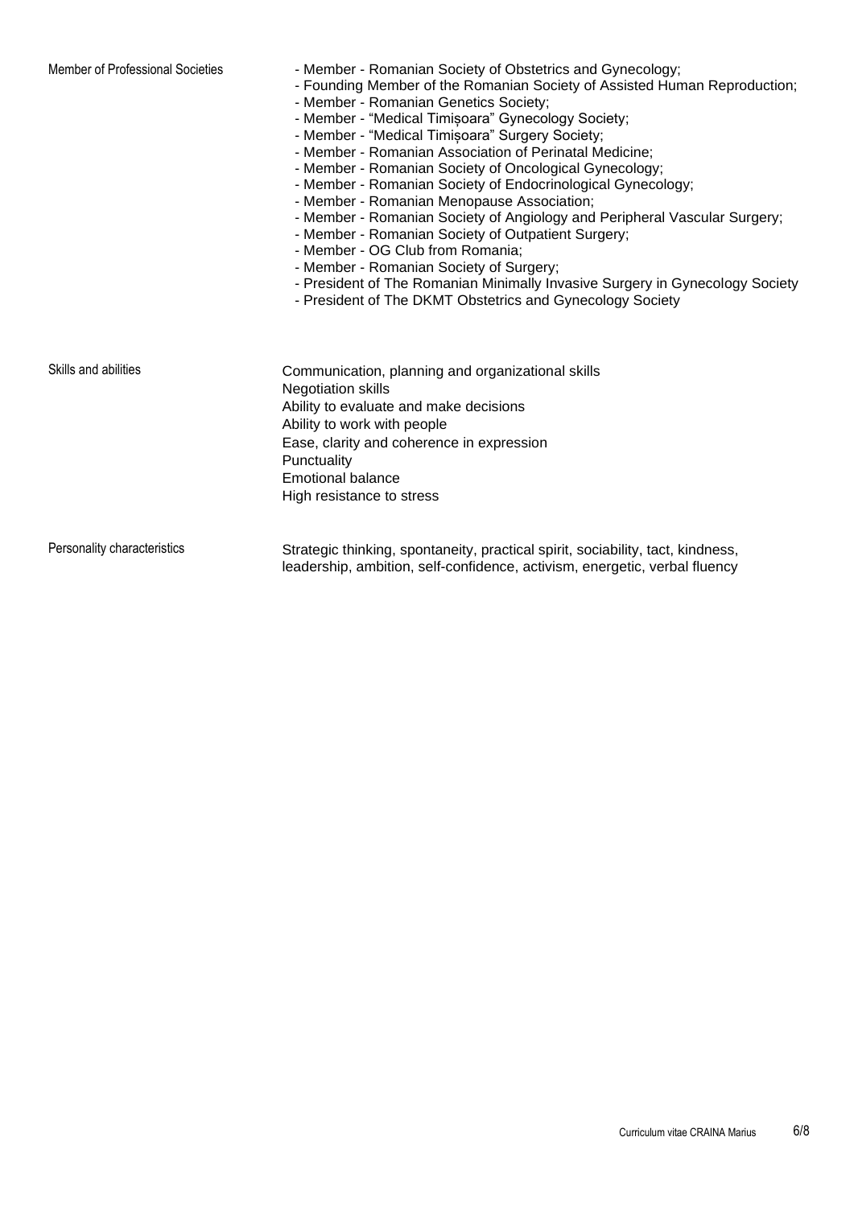**Member of Professional Societies**

- Member - Romanian Society of Obstetrics and Gynecology;
- Founding Member of the Romanian Society of Assisted Human Reproduction;
- Member - Romanian Genetics Society;
- Member - "Medical Timișoara" Gynecology Society;
- Member - "Medical Timișoara" Surgery Society;
- Member - Romanian Association of Perinatal Medicine;
- Member - Romanian Society of Oncological Gynecology;
- Member - Romanian Society of Endocrinological Gynecology;
- Member - Romanian Menopause Association;
- Member - Romanian Society of Angiology and Peripheral Vascular Surgery;
- Member - Romanian Society of Outpatient Surgery;
- Member - OG Club from Romania;
- Member - Romanian Society of Surgery;
- President of The Romanian Minimally Invasive Surgery in Gynecology Society
- President of The DKMT Obstetrics and Gynecology Society

**Skills and abilities**

Communication, planning and organizational skills
Negotiation skills
Ability to evaluate and make decisions
Ability to work with people
Ease, clarity and coherence in expression
Punctuality
Emotional balance
High resistance to stress

**Personality characteristics**

Strategic thinking, spontaneity, practical spirit, sociability, tact, kindness, leadership, ambition, self-confidence, activism, energetic, verbal fluency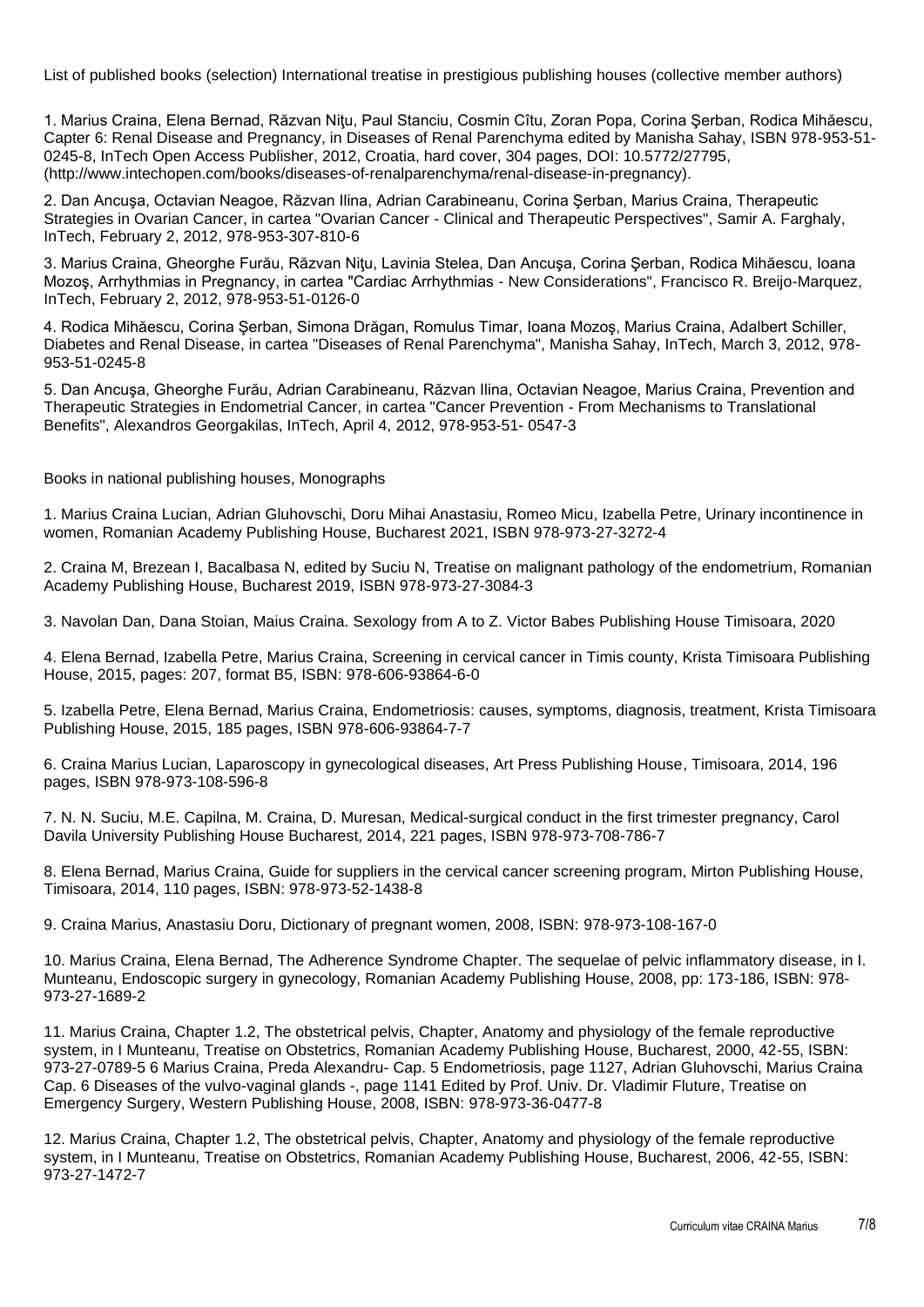List of published books (selection) International treatise in prestigious publishing houses (collective member authors)

1. Marius Craina, Elena Bernad, Răzvan Niţu, Paul Stanciu, Cosmin Cîtu, Zoran Popa, Corina Şerban, Rodica Mihăescu, Capter 6: Renal Disease and Pregnancy, in Diseases of Renal Parenchyma edited by Manisha Sahay, ISBN 978-953-51-0245-8, InTech Open Access Publisher, 2012, Croatia, hard cover, 304 pages, DOI: 10.5772/27795, (http://www.intechopen.com/books/diseases-of-renalparenchyma/renal-disease-in-pregnancy).

2. Dan Ancuşa, Octavian Neagoe, Răzvan Ilina, Adrian Carabineanu, Corina Şerban, Marius Craina, Therapeutic Strategies in Ovarian Cancer, in cartea "Ovarian Cancer - Clinical and Therapeutic Perspectives", Samir A. Farghaly, InTech, February 2, 2012, 978-953-307-810-6

3. Marius Craina, Gheorghe Furău, Răzvan Niţu, Lavinia Stelea, Dan Ancuşa, Corina Şerban, Rodica Mihăescu, Ioana Mozoş, Arrhythmias in Pregnancy, in cartea "Cardiac Arrhythmias - New Considerations", Francisco R. Breijo-Marquez, InTech, February 2, 2012, 978-953-51-0126-0

4. Rodica Mihăescu, Corina Şerban, Simona Drăgan, Romulus Timar, Ioana Mozoş, Marius Craina, Adalbert Schiller, Diabetes and Renal Disease, in cartea "Diseases of Renal Parenchyma", Manisha Sahay, InTech, March 3, 2012, 978-953-51-0245-8

5. Dan Ancuşa, Gheorghe Furău, Adrian Carabineanu, Răzvan Ilina, Octavian Neagoe, Marius Craina, Prevention and Therapeutic Strategies in Endometrial Cancer, in cartea "Cancer Prevention - From Mechanisms to Translational Benefits", Alexandros Georgakilas, InTech, April 4, 2012, 978-953-51- 0547-3

Books in national publishing houses, Monographs

1. Marius Craina Lucian, Adrian Gluhovschi, Doru Mihai Anastasiu, Romeo Micu, Izabella Petre, Urinary incontinence in women, Romanian Academy Publishing House, Bucharest 2021, ISBN 978-973-27-3272-4

2. Craina M, Brezean I, Bacalbasa N, edited by Suciu N, Treatise on malignant pathology of the endometrium, Romanian Academy Publishing House, Bucharest 2019, ISBN 978-973-27-3084-3

3. Navolan Dan, Dana Stoian, Maius Craina. Sexology from A to Z. Victor Babes Publishing House Timisoara, 2020

4. Elena Bernad, Izabella Petre, Marius Craina, Screening in cervical cancer in Timis county, Krista Timisoara Publishing House, 2015, pages: 207, format B5, ISBN: 978-606-93864-6-0

5. Izabella Petre, Elena Bernad, Marius Craina, Endometriosis: causes, symptoms, diagnosis, treatment, Krista Timisoara Publishing House, 2015, 185 pages, ISBN 978-606-93864-7-7

6. Craina Marius Lucian, Laparoscopy in gynecological diseases, Art Press Publishing House, Timisoara, 2014, 196 pages, ISBN 978-973-108-596-8

7. N. N. Suciu, M.E. Capilna, M. Craina, D. Muresan, Medical-surgical conduct in the first trimester pregnancy, Carol Davila University Publishing House Bucharest, 2014, 221 pages, ISBN 978-973-708-786-7

8. Elena Bernad, Marius Craina, Guide for suppliers in the cervical cancer screening program, Mirton Publishing House, Timisoara, 2014, 110 pages, ISBN: 978-973-52-1438-8

9. Craina Marius, Anastasiu Doru, Dictionary of pregnant women, 2008, ISBN: 978-973-108-167-0

10. Marius Craina, Elena Bernad, The Adherence Syndrome Chapter. The sequelae of pelvic inflammatory disease, in I. Munteanu, Endoscopic surgery in gynecology, Romanian Academy Publishing House, 2008, pp: 173-186, ISBN: 978-973-27-1689-2

11. Marius Craina, Chapter 1.2, The obstetrical pelvis, Chapter, Anatomy and physiology of the female reproductive system, in I Munteanu, Treatise on Obstetrics, Romanian Academy Publishing House, Bucharest, 2000, 42-55, ISBN: 973-27-0789-5 6 Marius Craina, Preda Alexandru- Cap. 5 Endometriosis, page 1127, Adrian Gluhovschi, Marius Craina Cap. 6 Diseases of the vulvo-vaginal glands -, page 1141 Edited by Prof. Univ. Dr. Vladimir Fluture, Treatise on Emergency Surgery, Western Publishing House, 2008, ISBN: 978-973-36-0477-8

12. Marius Craina, Chapter 1.2, The obstetrical pelvis, Chapter, Anatomy and physiology of the female reproductive system, in I Munteanu, Treatise on Obstetrics, Romanian Academy Publishing House, Bucharest, 2006, 42-55, ISBN: 973-27-1472-7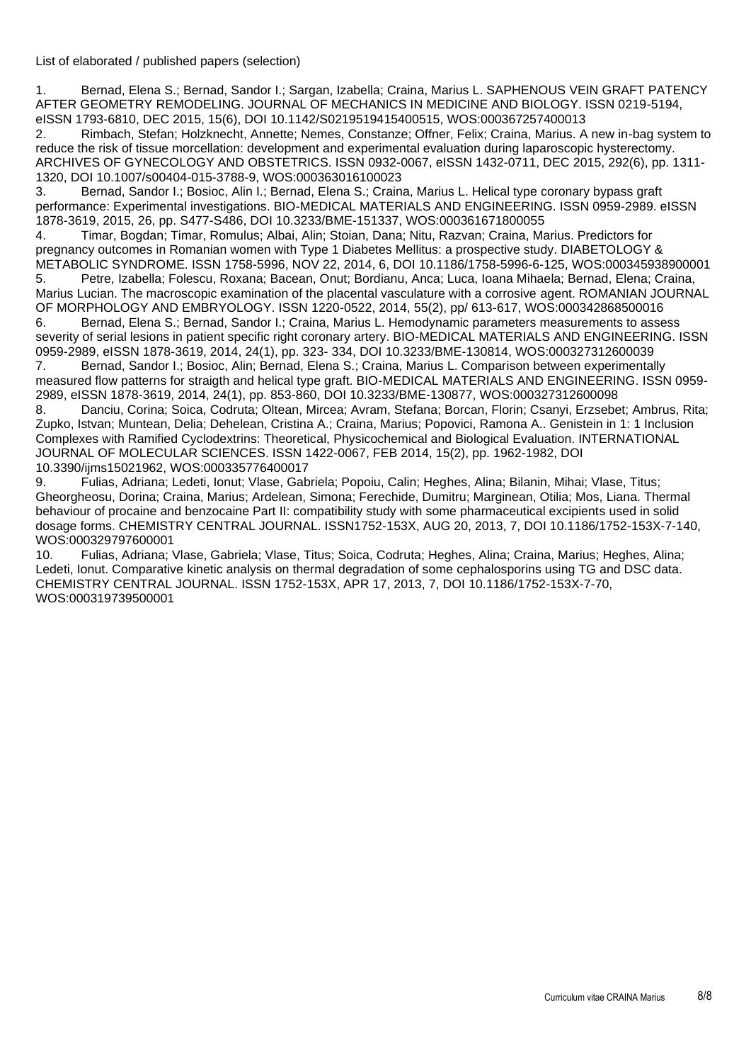List of elaborated / published papers (selection)

1. Bernad, Elena S.; Bernad, Sandor I.; Sargan, Izabella; Craina, Marius L. SAPHENOUS VEIN GRAFT PATENCY AFTER GEOMETRY REMODELING. JOURNAL OF MECHANICS IN MEDICINE AND BIOLOGY. ISSN 0219-5194, eISSN 1793-6810, DEC 2015, 15(6), DOI 10.1142/S0219519415400515, WOS:000367257400013
2. Rimbach, Stefan; Holzknecht, Annette; Nemes, Constanze; Offner, Felix; Craina, Marius. A new in-bag system to reduce the risk of tissue morcellation: development and experimental evaluation during laparoscopic hysterectomy. ARCHIVES OF GYNECOLOGY AND OBSTETRICS. ISSN 0932-0067, eISSN 1432-0711, DEC 2015, 292(6), pp. 1311-1320, DOI 10.1007/s00404-015-3788-9, WOS:000363016100023
3. Bernad, Sandor I.; Bosioc, Alin I.; Bernad, Elena S.; Craina, Marius L. Helical type coronary bypass graft performance: Experimental investigations. BIO-MEDICAL MATERIALS AND ENGINEERING. ISSN 0959-2989. eISSN 1878-3619, 2015, 26, pp. S477-S486, DOI 10.3233/BME-151337, WOS:000361671800055
4. Timar, Bogdan; Timar, Romulus; Albai, Alin; Stoian, Dana; Nitu, Razvan; Craina, Marius. Predictors for pregnancy outcomes in Romanian women with Type 1 Diabetes Mellitus: a prospective study. DIABETOLOGY & METABOLIC SYNDROME. ISSN 1758-5996, NOV 22, 2014, 6, DOI 10.1186/1758-5996-6-125, WOS:000345938900001
5. Petre, Izabella; Folescu, Roxana; Bacean, Onut; Bordianu, Anca; Luca, Ioana Mihaela; Bernad, Elena; Craina, Marius Lucian. The macroscopic examination of the placental vasculature with a corrosive agent. ROMANIAN JOURNAL OF MORPHOLOGY AND EMBRYOLOGY. ISSN 1220-0522, 2014, 55(2), pp/ 613-617, WOS:000342868500016
6. Bernad, Elena S.; Bernad, Sandor I.; Craina, Marius L. Hemodynamic parameters measurements to assess severity of serial lesions in patient specific right coronary artery. BIO-MEDICAL MATERIALS AND ENGINEERING. ISSN 0959-2989, eISSN 1878-3619, 2014, 24(1), pp. 323- 334, DOI 10.3233/BME-130814, WOS:000327312600039
7. Bernad, Sandor I.; Bosioc, Alin; Bernad, Elena S.; Craina, Marius L. Comparison between experimentally measured flow patterns for straigth and helical type graft. BIO-MEDICAL MATERIALS AND ENGINEERING. ISSN 0959-2989, eISSN 1878-3619, 2014, 24(1), pp. 853-860, DOI 10.3233/BME-130877, WOS:000327312600098
8. Danciu, Corina; Soica, Codruta; Oltean, Mircea; Avram, Stefana; Borcan, Florin; Csanyi, Erzsebet; Ambrus, Rita; Zupko, Istvan; Muntean, Delia; Dehelean, Cristina A.; Craina, Marius; Popovici, Ramona A.. Genistein in 1: 1 Inclusion Complexes with Ramified Cyclodextrins: Theoretical, Physicochemical and Biological Evaluation. INTERNATIONAL JOURNAL OF MOLECULAR SCIENCES. ISSN 1422-0067, FEB 2014, 15(2), pp. 1962-1982, DOI 10.3390/ijms15021962, WOS:000335776400017
9. Fulias, Adriana; Ledeti, Ionut; Vlase, Gabriela; Popoiu, Calin; Heghes, Alina; Bilanin, Mihai; Vlase, Titus; Gheorgheosu, Dorina; Craina, Marius; Ardelean, Simona; Ferechide, Dumitru; Marginean, Otilia; Mos, Liana. Thermal behaviour of procaine and benzocaine Part II: compatibility study with some pharmaceutical excipients used in solid dosage forms. CHEMISTRY CENTRAL JOURNAL. ISSN1752-153X, AUG 20, 2013, 7, DOI 10.1186/1752-153X-7-140, WOS:000329797600001
10. Fulias, Adriana; Vlase, Gabriela; Vlase, Titus; Soica, Codruta; Heghes, Alina; Craina, Marius; Heghes, Alina; Ledeti, Ionut. Comparative kinetic analysis on thermal degradation of some cephalosporins using TG and DSC data. CHEMISTRY CENTRAL JOURNAL. ISSN 1752-153X, APR 17, 2013, 7, DOI 10.1186/1752-153X-7-70, WOS:000319739500001